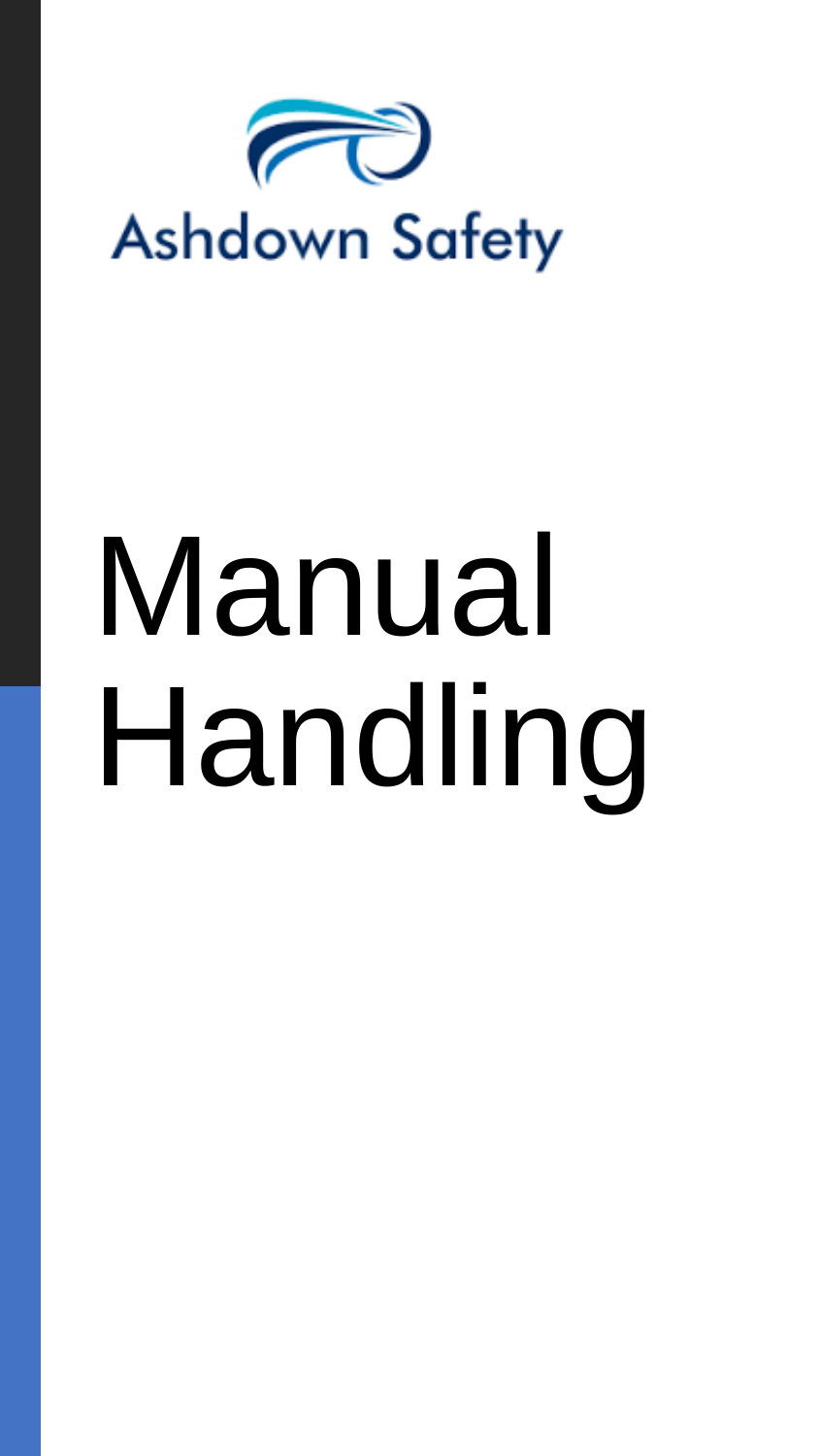Ashdown Safety

# Manual Handling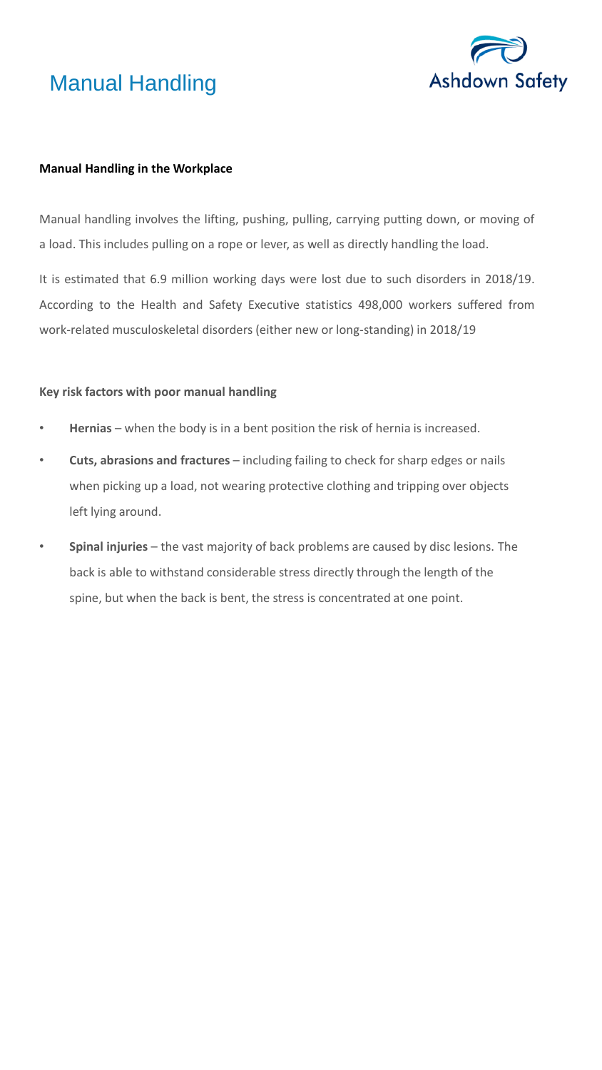# Manual Handling

**Manual Handling in the Workplace**

Manual handling involves the lifting, pushing, pulling, carrying putting down, or moving of a load. This includes pulling on a rope or lever, as well as directly handling the load.

It is estimated that 6.9 million working days were lost due to such disorders in 2018/19. According to the Health and Safety Executive statistics 498,000 workers suffered from work-related musculoskeletal disorders (either new or long-standing) in 2018/19

**Key risk factors with poor manual handling**

- **Hernias** – when the body is in a bent position the risk of hernia is increased.
- **Cuts, abrasions and fractures** – including failing to check for sharp edges or nails when picking up a load, not wearing protective clothing and tripping over objects left lying around.
- **Spinal injuries** – the vast majority of back problems are caused by disc lesions. The back is able to withstand considerable stress directly through the length of the spine, but when the back is bent, the stress is concentrated at one point.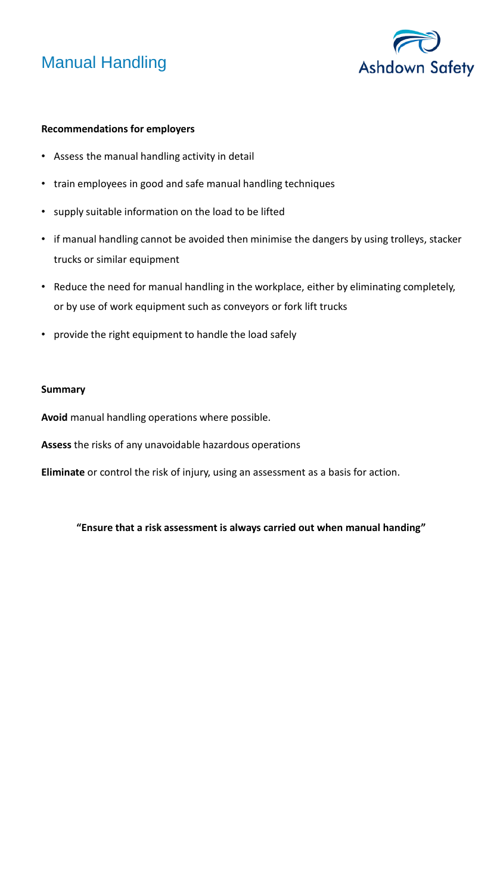# Manual Handling

**Recommendations for employers**

- Assess the manual handling activity in detail
- train employees in good and safe manual handling techniques
- supply suitable information on the load to be lifted
- if manual handling cannot be avoided then minimise the dangers by using trolleys, stacker trucks or similar equipment
- Reduce the need for manual handling in the workplace, either by eliminating completely, or by use of work equipment such as conveyors or fork lift trucks
- provide the right equipment to handle the load safely

**Summary**

**Avoid** manual handling operations where possible.

**Assess** the risks of any unavoidable hazardous operations

**Eliminate** or control the risk of injury, using an assessment as a basis for action.

**"Ensure that a risk assessment is always carried out when manual handing"**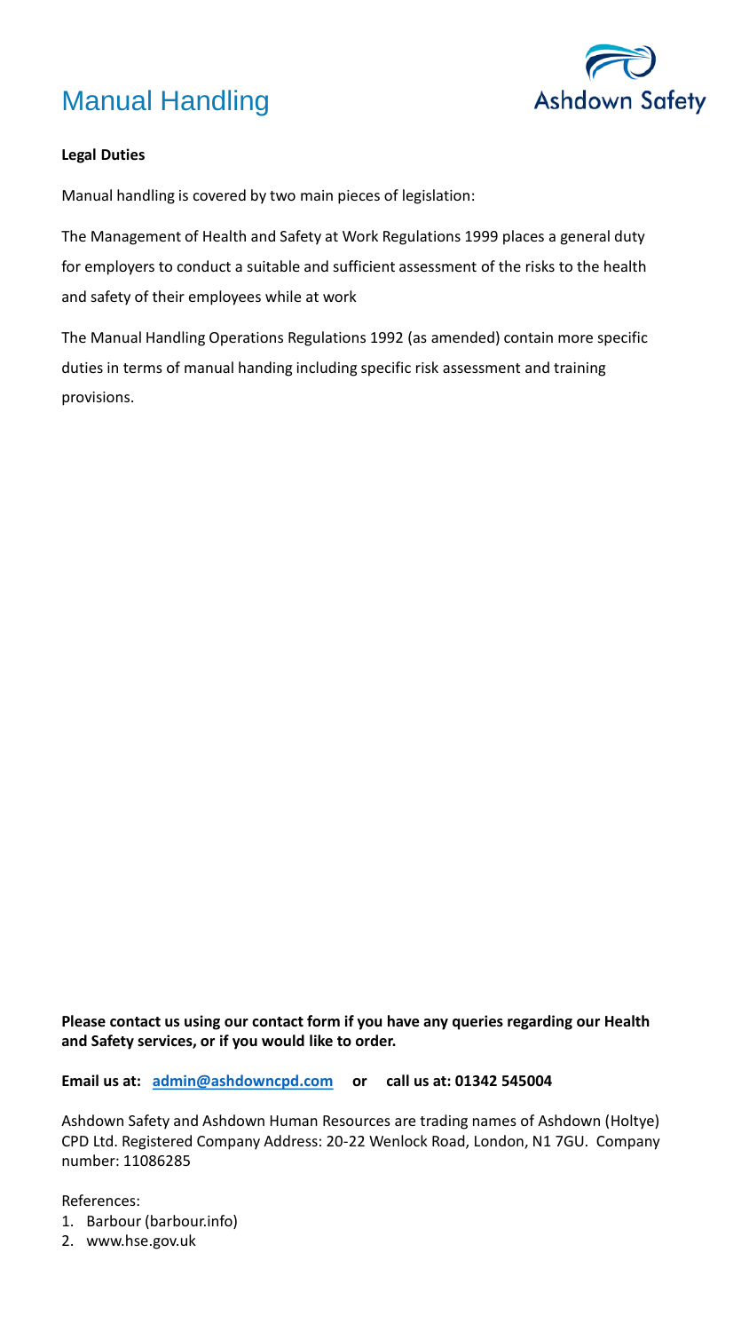# Manual Handling

**Legal Duties**

Manual handling is covered by two main pieces of legislation:

The Management of Health and Safety at Work Regulations 1999 places a general duty for employers to conduct a suitable and sufficient assessment of the risks to the health and safety of their employees while at work

The Manual Handling Operations Regulations 1992 (as amended) contain more specific duties in terms of manual handing including specific risk assessment and training provisions.

**Please contact us using our contact form if you have any queries regarding our Health and Safety services, or if you would like to order.**

**Email us at: [admin@ashdowncpd.com](mailto:admin@ashdowncpd.com) or call us at: 01342 545004**

Ashdown Safety and Ashdown Human Resources are trading names of Ashdown (Holtye) CPD Ltd. Registered Company Address: 20-22 Wenlock Road, London, N1 7GU. Company number: 11086285

References:

1. Barbour (barbour.info)
2. www.hse.gov.uk